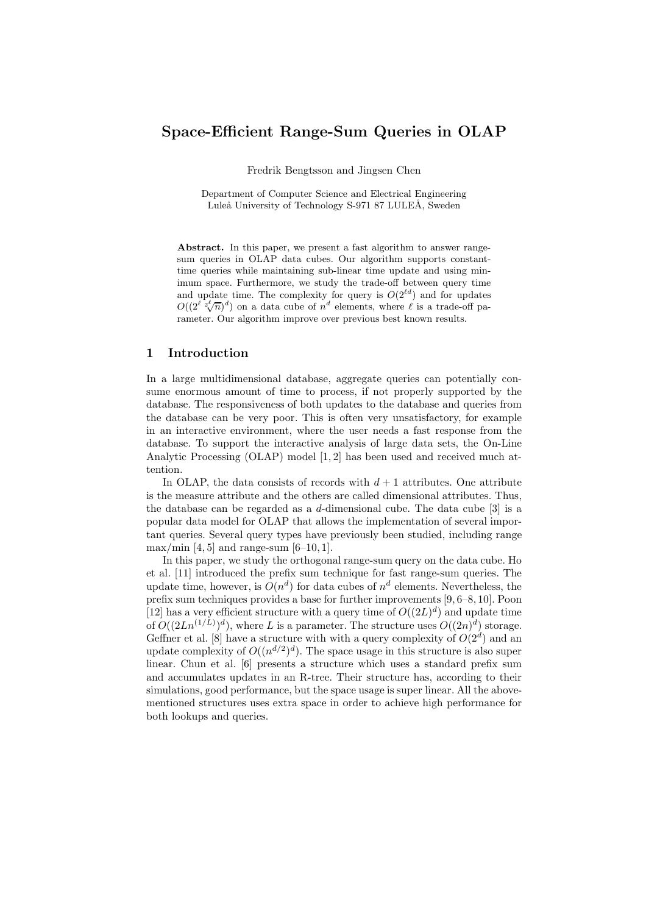# Space-Efficient Range-Sum Queries in OLAP

Fredrik Bengtsson and Jingsen Chen

Department of Computer Science and Electrical Engineering
Luleå University of Technology S-971 87 LULEÅ, Sweden

**Abstract.** In this paper, we present a fast algorithm to answer range-sum queries in OLAP data cubes. Our algorithm supports constant-time queries while maintaining sub-linear time update and using minimum space. Furthermore, we study the trade-off between query time and update time. The complexity for query is $O(2^{\ell d})$ and for updates $O((2^{\ell} \sqrt[2^{\ell}]{n})^d)$ on a data cube of $n^d$ elements, where $\ell$ is a trade-off parameter. Our algorithm improve over previous best known results.

## 1 Introduction

In a large multidimensional database, aggregate queries can potentially consume enormous amount of time to process, if not properly supported by the database. The responsiveness of both updates to the database and queries from the database can be very poor. This is often very unsatisfactory, for example in an interactive environment, where the user needs a fast response from the database. To support the interactive analysis of large data sets, the On-Line Analytic Processing (OLAP) model [1, 2] has been used and received much attention.

In OLAP, the data consists of records with $d + 1$ attributes. One attribute is the measure attribute and the others are called dimensional attributes. Thus, the database can be regarded as a $d$-dimensional cube. The data cube [3] is a popular data model for OLAP that allows the implementation of several important queries. Several query types have previously been studied, including range max/min [4, 5] and range-sum [6–10, 1].

In this paper, we study the orthogonal range-sum query on the data cube. Ho et al. [11] introduced the prefix sum technique for fast range-sum queries. The update time, however, is $O(n^d)$ for data cubes of $n^d$ elements. Nevertheless, the prefix sum techniques provides a base for further improvements [9, 6–8, 10]. Poon [12] has a very efficient structure with a query time of $O((2L)^d)$ and update time of $O((2Ln^{(1/L)})^d)$, where $L$ is a parameter. The structure uses $O((2n)^d)$ storage. Geffner et al. [8] have a structure with with a query complexity of $O(2^d)$ and an update complexity of $O((n^{d/2})^d)$. The space usage in this structure is also super linear. Chun et al. [6] presents a structure which uses a standard prefix sum and accumulates updates in an R-tree. Their structure has, according to their simulations, good performance, but the space usage is super linear. All the above-mentioned structures uses extra space in order to achieve high performance for both lookups and queries.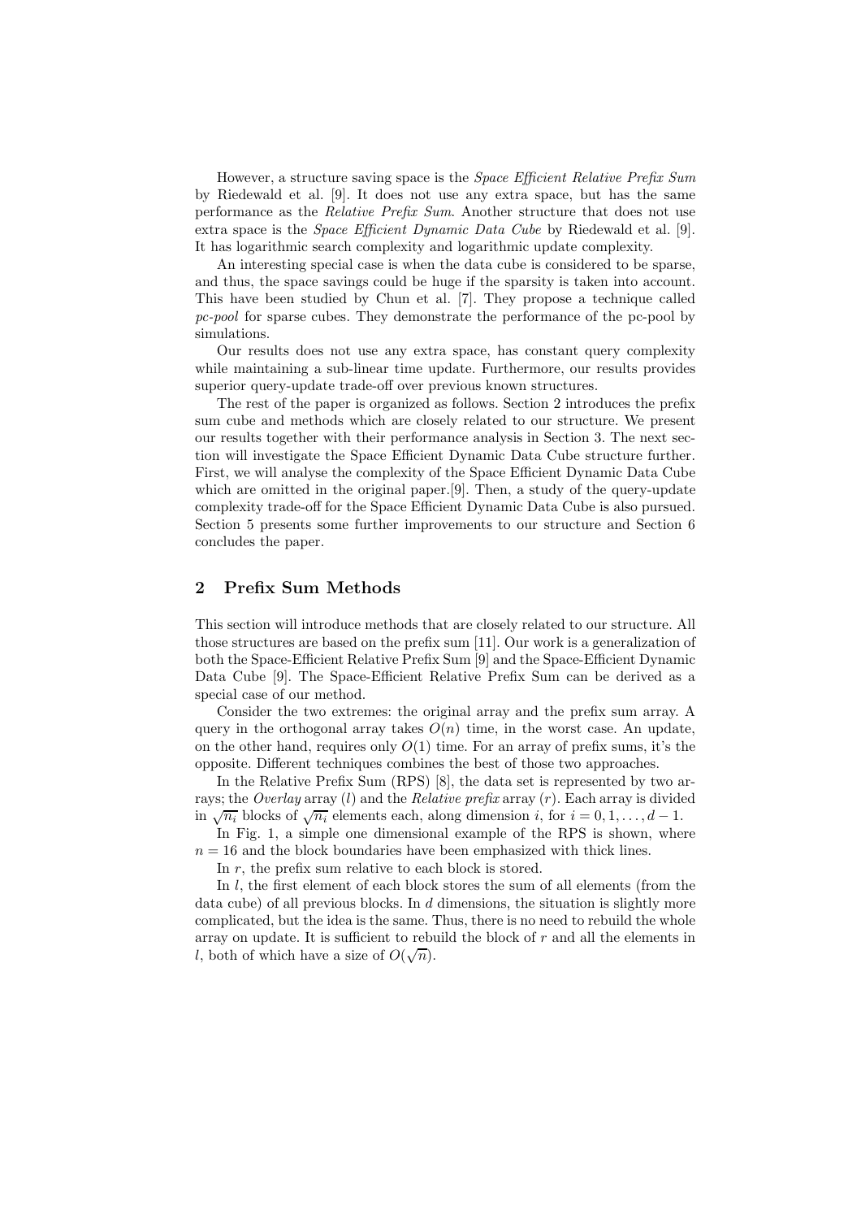However, a structure saving space is the *Space Efficient Relative Prefix Sum* by Riedewald et al. [9]. It does not use any extra space, but has the same performance as the *Relative Prefix Sum*. Another structure that does not use extra space is the *Space Efficient Dynamic Data Cube* by Riedewald et al. [9]. It has logarithmic search complexity and logarithmic update complexity.

An interesting special case is when the data cube is considered to be sparse, and thus, the space savings could be huge if the sparsity is taken into account. This have been studied by Chun et al. [7]. They propose a technique called *pc-pool* for sparse cubes. They demonstrate the performance of the pc-pool by simulations.

Our results does not use any extra space, has constant query complexity while maintaining a sub-linear time update. Furthermore, our results provides superior query-update trade-off over previous known structures.

The rest of the paper is organized as follows. Section 2 introduces the prefix sum cube and methods which are closely related to our structure. We present our results together with their performance analysis in Section 3. The next section will investigate the Space Efficient Dynamic Data Cube structure further. First, we will analyse the complexity of the Space Efficient Dynamic Data Cube which are omitted in the original paper.[9]. Then, a study of the query-update complexity trade-off for the Space Efficient Dynamic Data Cube is also pursued. Section 5 presents some further improvements to our structure and Section 6 concludes the paper.

## 2 Prefix Sum Methods

This section will introduce methods that are closely related to our structure. All those structures are based on the prefix sum [11]. Our work is a generalization of both the Space-Efficient Relative Prefix Sum [9] and the Space-Efficient Dynamic Data Cube [9]. The Space-Efficient Relative Prefix Sum can be derived as a special case of our method.

Consider the two extremes: the original array and the prefix sum array. A query in the orthogonal array takes $O(n)$ time, in the worst case. An update, on the other hand, requires only $O(1)$ time. For an array of prefix sums, it's the opposite. Different techniques combines the best of those two approaches.

In the Relative Prefix Sum (RPS) [8], the data set is represented by two arrays; the *Overlay* array ($l$) and the *Relative prefix* array ($r$). Each array is divided in $\sqrt{n_i}$ blocks of $\sqrt{n_i}$ elements each, along dimension $i$, for $i = 0, 1, \ldots, d-1$.

In Fig. 1, a simple one dimensional example of the RPS is shown, where $n = 16$ and the block boundaries have been emphasized with thick lines.

In $r$, the prefix sum relative to each block is stored.

In $l$, the first element of each block stores the sum of all elements (from the data cube) of all previous blocks. In $d$ dimensions, the situation is slightly more complicated, but the idea is the same. Thus, there is no need to rebuild the whole array on update. It is sufficient to rebuild the block of $r$ and all the elements in $l$, both of which have a size of $O(\sqrt{n})$.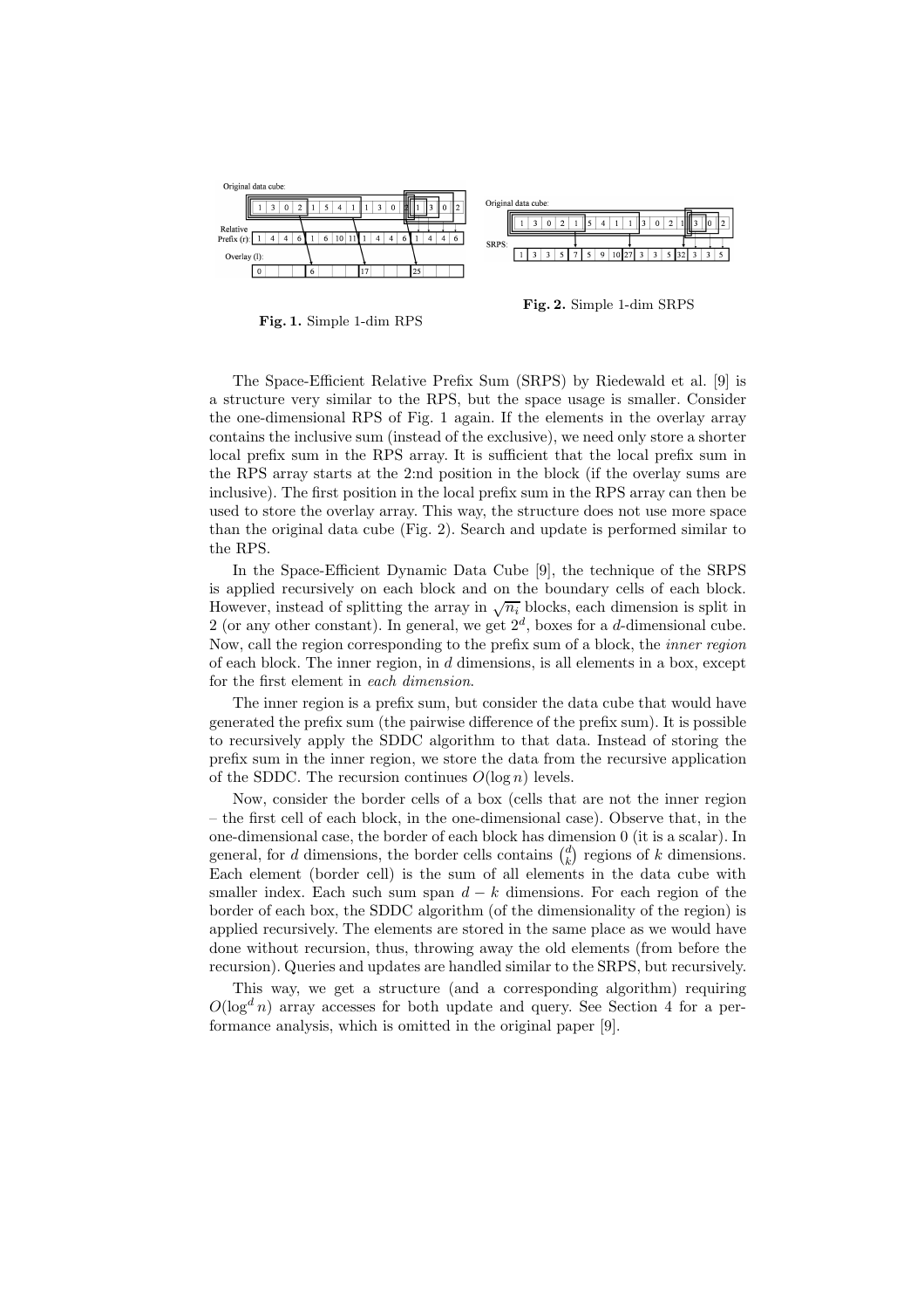Fig. 1. Simple 1-dim RPS

Fig. 2. Simple 1-dim SRPS

The Space-Efficient Relative Prefix Sum (SRPS) by Riedewald et al. [9] is a structure very similar to the RPS, but the space usage is smaller. Consider the one-dimensional RPS of Fig. 1 again. If the elements in the overlay array contains the inclusive sum (instead of the exclusive), we need only store a shorter local prefix sum in the RPS array. It is sufficient that the local prefix sum in the RPS array starts at the 2:nd position in the block (if the overlay sums are inclusive). The first position in the local prefix sum in the RPS array can then be used to store the overlay array. This way, the structure does not use more space than the original data cube (Fig. 2). Search and update is performed similar to the RPS.

In the Space-Efficient Dynamic Data Cube [9], the technique of the SRPS is applied recursively on each block and on the boundary cells of each block. However, instead of splitting the array in $\sqrt{n_i}$ blocks, each dimension is split in 2 (or any other constant). In general, we get $2^d$, boxes for a $d$-dimensional cube. Now, call the region corresponding to the prefix sum of a block, the *inner region* of each block. The inner region, in $d$ dimensions, is all elements in a box, except for the first element in *each dimension*.

The inner region is a prefix sum, but consider the data cube that would have generated the prefix sum (the pairwise difference of the prefix sum). It is possible to recursively apply the SDDC algorithm to that data. Instead of storing the prefix sum in the inner region, we store the data from the recursive application of the SDDC. The recursion continues $O(\log n)$ levels.

Now, consider the border cells of a box (cells that are not the inner region – the first cell of each block, in the one-dimensional case). Observe that, in the one-dimensional case, the border of each block has dimension 0 (it is a scalar). In general, for $d$ dimensions, the border cells contains $\binom{d}{k}$ regions of $k$ dimensions. Each element (border cell) is the sum of all elements in the data cube with smaller index. Each such sum span $d - k$ dimensions. For each region of the border of each box, the SDDC algorithm (of the dimensionality of the region) is applied recursively. The elements are stored in the same place as we would have done without recursion, thus, throwing away the old elements (from before the recursion). Queries and updates are handled similar to the SRPS, but recursively.

This way, we get a structure (and a corresponding algorithm) requiring $O(\log^d n)$ array accesses for both update and query. See Section 4 for a performance analysis, which is omitted in the original paper [9].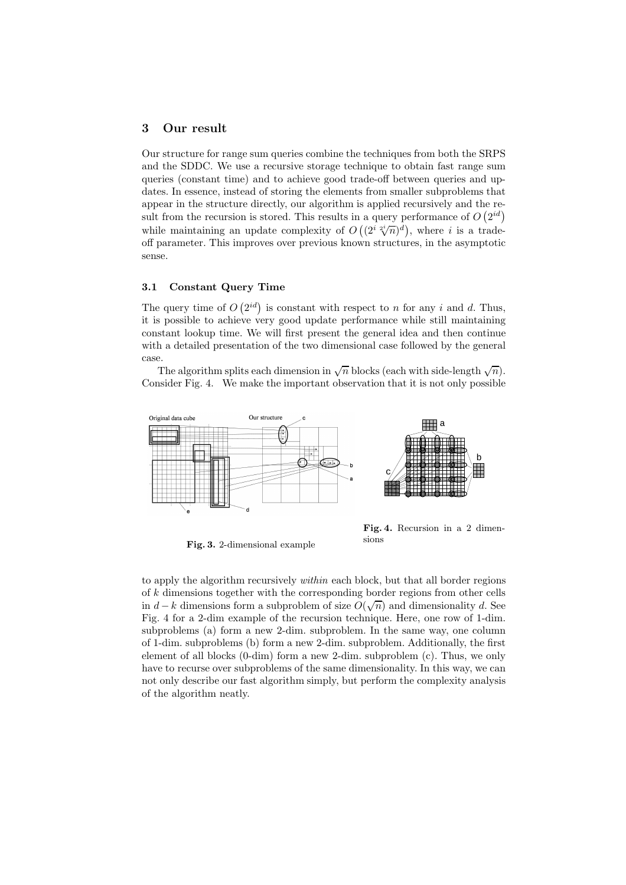## 3 Our result

Our structure for range sum queries combine the techniques from both the SRPS and the SDDC. We use a recursive storage technique to obtain fast range sum queries (constant time) and to achieve good trade-off between queries and updates. In essence, instead of storing the elements from smaller subproblems that appear in the structure directly, our algorithm is applied recursively and the result from the recursion is stored. This results in a query performance of $O\left(2^{id}\right)$ while maintaining an update complexity of $O\left((2^i \sqrt[2^i]{n})^d\right)$, where $i$ is a trade-off parameter. This improves over previous known structures, in the asymptotic sense.

### 3.1 Constant Query Time

The query time of $O\left(2^{id}\right)$ is constant with respect to $n$ for any $i$ and $d$. Thus, it is possible to achieve very good update performance while still maintaining constant lookup time. We will first present the general idea and then continue with a detailed presentation of the two dimensional case followed by the general case.

The algorithm splits each dimension in $\sqrt{n}$ blocks (each with side-length $\sqrt{n}$). Consider Fig. 4. We make the important observation that it is not only possible

**Fig. 3.** 2-dimensional example

**Fig. 4.** Recursion in a 2 dimensions

to apply the algorithm recursively *within* each block, but that all border regions of $k$ dimensions together with the corresponding border regions from other cells in $d-k$ dimensions form a subproblem of size $O(\sqrt{n})$ and dimensionality $d$. See Fig. 4 for a 2-dim example of the recursion technique. Here, one row of 1-dim. subproblems (a) form a new 2-dim. subproblem. In the same way, one column of 1-dim. subproblems (b) form a new 2-dim. subproblem. Additionally, the first element of all blocks (0-dim) form a new 2-dim. subproblem (c). Thus, we only have to recurse over subproblems of the same dimensionality. In this way, we can not only describe our fast algorithm simply, but perform the complexity analysis of the algorithm neatly.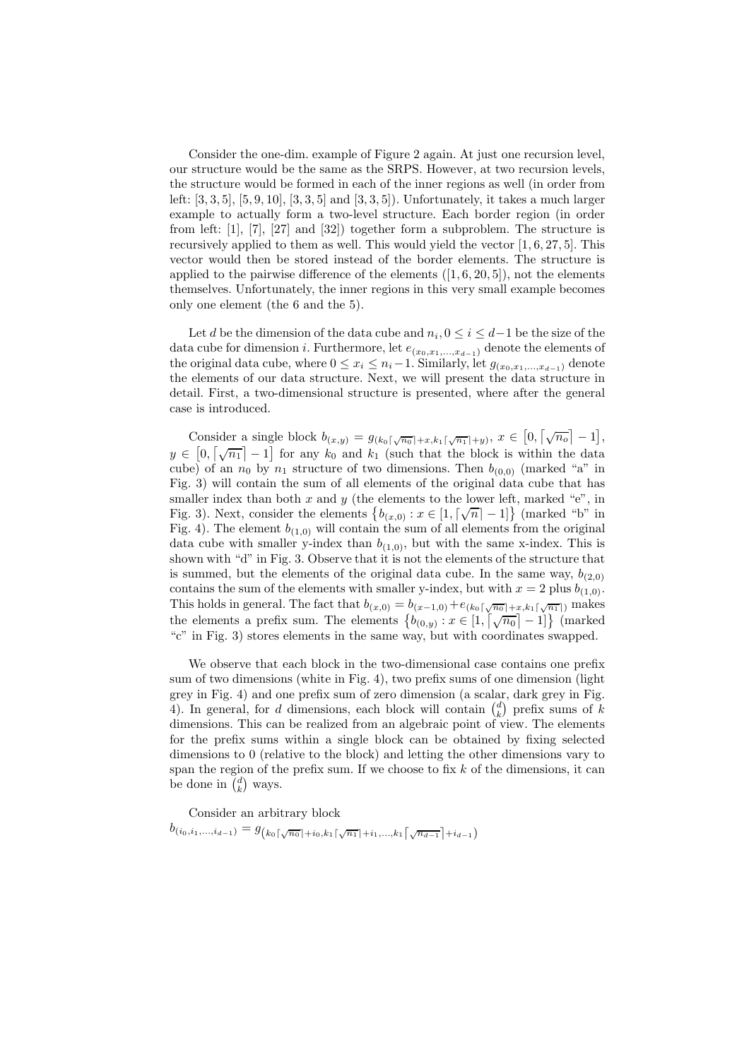Consider the one-dim. example of Figure 2 again. At just one recursion level, our structure would be the same as the SRPS. However, at two recursion levels, the structure would be formed in each of the inner regions as well (in order from left: $[3, 3, 5]$, $[5, 9, 10]$, $[3, 3, 5]$ and $[3, 3, 5]$). Unfortunately, it takes a much larger example to actually form a two-level structure. Each border region (in order from left: $[1]$, $[7]$, $[27]$ and $[32]$) together form a subproblem. The structure is recursively applied to them as well. This would yield the vector $[1, 6, 27, 5]$. This vector would then be stored instead of the border elements. The structure is applied to the pairwise difference of the elements ($[1, 6, 20, 5]$), not the elements themselves. Unfortunately, the inner regions in this very small example becomes only one element (the 6 and the 5).

Let $d$ be the dimension of the data cube and $n_i, 0 \leq i \leq d-1$ be the size of the data cube for dimension $i$. Furthermore, let $e_{(x_0,x_1,\ldots,x_{d-1})}$ denote the elements of the original data cube, where $0 \leq x_i \leq n_i - 1$. Similarly, let $g_{(x_0,x_1,\ldots,x_{d-1})}$ denote the elements of our data structure. Next, we will present the data structure in detail. First, a two-dimensional structure is presented, where after the general case is introduced.

Consider a single block $b_{(x,y)} = g_{(k_0\lceil\sqrt{n_0}\rceil+x,k_1\lceil\sqrt{n_1}\rceil+y)}$, $x \in \left[0, \lceil\sqrt{n_o}\rceil - 1\right]$, $y \in \left[0, \lceil\sqrt{n_1}\rceil - 1\right]$ for any $k_0$ and $k_1$ (such that the block is within the data cube) of an $n_0$ by $n_1$ structure of two dimensions. Then $b_{(0,0)}$ (marked "a" in Fig. 3) will contain the sum of all elements of the original data cube that has smaller index than both $x$ and $y$ (the elements to the lower left, marked "e", in Fig. 3). Next, consider the elements $\left\{b_{(x,0)} : x \in [1, \lceil\sqrt{n}\rceil - 1]\right\}$ (marked "b" in Fig. 4). The element $b_{(1,0)}$ will contain the sum of all elements from the original data cube with smaller y-index than $b_{(1,0)}$, but with the same x-index. This is shown with "d" in Fig. 3. Observe that it is not the elements of the structure that is summed, but the elements of the original data cube. In the same way, $b_{(2,0)}$ contains the sum of the elements with smaller y-index, but with $x = 2$ plus $b_{(1,0)}$. This holds in general. The fact that $b_{(x,0)} = b_{(x-1,0)} + e_{(k_0\lceil\sqrt{n_0}\rceil+x,k_1\lceil\sqrt{n_1}\rceil)}$ makes the elements a prefix sum. The elements $\left\{b_{(0,y)} : x \in [1, \lceil\sqrt{n_0}\rceil - 1]\right\}$ (marked "c" in Fig. 3) stores elements in the same way, but with coordinates swapped.

We observe that each block in the two-dimensional case contains one prefix sum of two dimensions (white in Fig. 4), two prefix sums of one dimension (light grey in Fig. 4) and one prefix sum of zero dimension (a scalar, dark grey in Fig. 4). In general, for $d$ dimensions, each block will contain $\binom{d}{k}$ prefix sums of $k$ dimensions. This can be realized from an algebraic point of view. The elements for the prefix sums within a single block can be obtained by fixing selected dimensions to 0 (relative to the block) and letting the other dimensions vary to span the region of the prefix sum. If we choose to fix $k$ of the dimensions, it can be done in $\binom{d}{k}$ ways.

Consider an arbitrary block
$b_{(i_0,i_1,\ldots,i_{d-1})} = g_{\left(k_0\lceil\sqrt{n_0}\rceil+i_0,k_1\lceil\sqrt{n_1}\rceil+i_1,\ldots,k_1\left\lceil\sqrt{n_{d-1}}\right\rceil+i_{d-1}\right)}$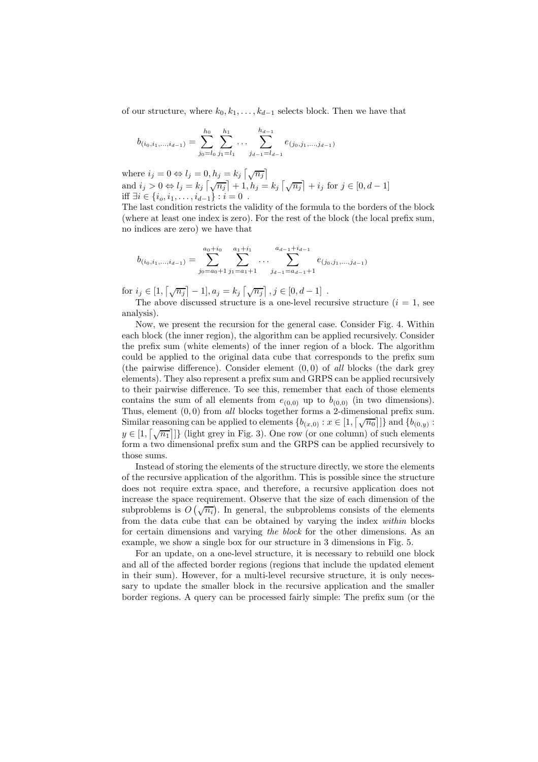of our structure, where $k_0, k_1, \ldots, k_{d-1}$ selects block. Then we have that

$$b_{(i_0,i_1,\ldots,i_{d-1})} = \sum_{j_0=l_0}^{h_0} \sum_{j_1=l_1}^{h_1} \cdots \sum_{j_{d-1}=l_{d-1}}^{h_{d-1}} e_{(j_0,j_1,\ldots,j_{d-1})}$$

where $i_j = 0 \Leftrightarrow l_j = 0, h_j = k_j \left\lceil \sqrt{n_j} \right\rceil$
and $i_j > 0 \Leftrightarrow l_j = k_j \left\lceil \sqrt{n_j} \right\rceil + 1, h_j = k_j \left\lceil \sqrt{n_j} \right\rceil + i_j$ for $j \in [0, d-1]$
iff $\exists i \in \{i_o, i_1, \ldots, i_{d-1}\} : i = 0$ .
The last condition restricts the validity of the formula to the borders of the block (where at least one index is zero). For the rest of the block (the local prefix sum, no indices are zero) we have that

$$b_{(i_0,i_1,\ldots,i_{d-1})} = \sum_{j_0=a_0+1}^{a_0+i_0} \sum_{j_1=a_1+1}^{a_1+i_1} \cdots \sum_{j_{d-1}=a_{d-1}+1}^{a_{d-1}+i_{d-1}} e_{(j_0,j_1,\ldots,j_{d-1})}$$

for $i_j \in [1, \left\lceil \sqrt{n_j} \right\rceil - 1], a_j = k_j \left\lceil \sqrt{n_j} \right\rceil, j \in [0, d-1]$ .

The above discussed structure is a one-level recursive structure ($i = 1$, see analysis).

Now, we present the recursion for the general case. Consider Fig. 4. Within each block (the inner region), the algorithm can be applied recursively. Consider the prefix sum (white elements) of the inner region of a block. The algorithm could be applied to the original data cube that corresponds to the prefix sum (the pairwise difference). Consider element $(0, 0)$ of *all* blocks (the dark grey elements). They also represent a prefix sum and GRPS can be applied recursively to their pairwise difference. To see this, remember that each of those elements contains the sum of all elements from $e_{(0,0)}$ up to $b_{(0,0)}$ (in two dimensions). Thus, element $(0, 0)$ from *all* blocks together forms a 2-dimensional prefix sum. Similar reasoning can be applied to elements $\{b_{(x,0)} : x \in [1, \left\lceil \sqrt{n_0} \right\rceil]\}$ and $\{b_{(0,y)} : y \in [1, \left\lceil \sqrt{n_1} \right\rceil]\}$ (light grey in Fig. 3). One row (or one column) of such elements form a two dimensional prefix sum and the GRPS can be applied recursively to those sums.

Instead of storing the elements of the structure directly, we store the elements of the recursive application of the algorithm. This is possible since the structure does not require extra space, and therefore, a recursive application does not increase the space requirement. Observe that the size of each dimension of the subproblems is $O\left(\sqrt{n_i}\right)$. In general, the subproblems consists of the elements from the data cube that can be obtained by varying the index *within* blocks for certain dimensions and varying *the block* for the other dimensions. As an example, we show a single box for our structure in 3 dimensions in Fig. 5.

For an update, on a one-level structure, it is necessary to rebuild one block and all of the affected border regions (regions that include the updated element in their sum). However, for a multi-level recursive structure, it is only necessary to update the smaller block in the recursive application and the smaller border regions. A query can be processed fairly simple: The prefix sum (or the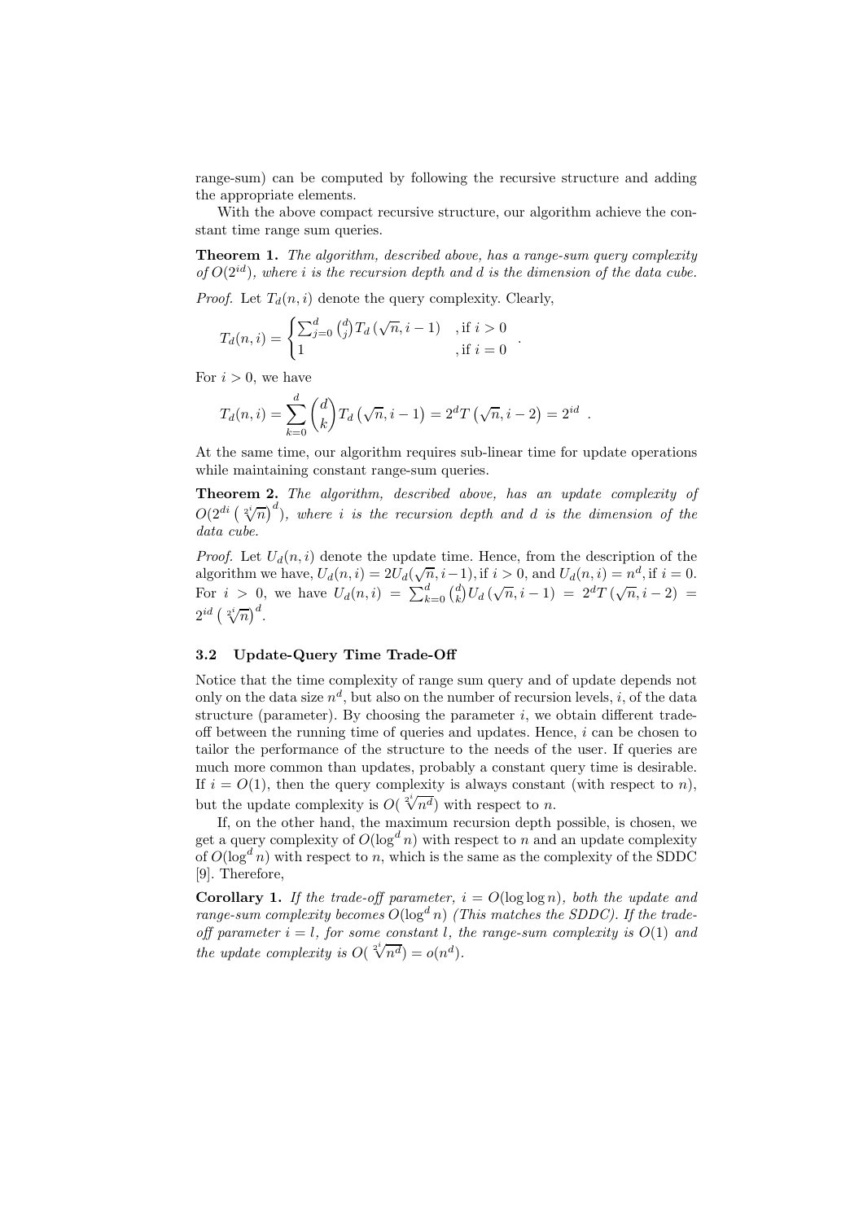range-sum) can be computed by following the recursive structure and adding the appropriate elements.

With the above compact recursive structure, our algorithm achieve the constant time range sum queries.

**Theorem 1.** *The algorithm, described above, has a range-sum query complexity of $O(2^{id})$, where $i$ is the recursion depth and $d$ is the dimension of the data cube.*

*Proof.* Let $T_d(n, i)$ denote the query complexity. Clearly,

$$T_d(n,i) = \begin{cases} \sum_{j=0}^{d} \binom{d}{j} T_d\left(\sqrt{n}, i-1\right) & \text{, if } i > 0 \\ 1 & \text{, if } i = 0 \end{cases} .$$

For $i > 0$, we have

$$T_d(n,i) = \sum_{k=0}^{d} \binom{d}{k} T_d\left(\sqrt{n}, i-1\right) = 2^d T\left(\sqrt{n}, i-2\right) = 2^{id} .$$

At the same time, our algorithm requires sub-linear time for update operations while maintaining constant range-sum queries.

**Theorem 2.** *The algorithm, described above, has an update complexity of $O(2^{di}\left(\sqrt[2^i]{n}\right)^d)$, where $i$ is the recursion depth and $d$ is the dimension of the data cube.*

*Proof.* Let $U_d(n, i)$ denote the update time. Hence, from the description of the algorithm we have, $U_d(n, i) = 2U_d(\sqrt{n}, i-1)$, if $i > 0$, and $U_d(n, i) = n^d$, if $i = 0$. For $i > 0$, we have $U_d(n, i) = \sum_{k=0}^{d} \binom{d}{k} U_d\left(\sqrt{n}, i-1\right) = 2^d T\left(\sqrt{n}, i-2\right) = 2^{id}\left(\sqrt[2^i]{n}\right)^d$.

### 3.2 Update-Query Time Trade-Off

Notice that the time complexity of range sum query and of update depends not only on the data size $n^d$, but also on the number of recursion levels, $i$, of the data structure (parameter). By choosing the parameter $i$, we obtain different trade-off between the running time of queries and updates. Hence, $i$ can be chosen to tailor the performance of the structure to the needs of the user. If queries are much more common than updates, probably a constant query time is desirable. If $i = O(1)$, then the query complexity is always constant (with respect to $n$), but the update complexity is $O(\sqrt[2^i]{n^d})$ with respect to $n$.

If, on the other hand, the maximum recursion depth possible, is chosen, we get a query complexity of $O(\log^d n)$ with respect to $n$ and an update complexity of $O(\log^d n)$ with respect to $n$, which is the same as the complexity of the SDDC [9]. Therefore,

**Corollary 1.** *If the trade-off parameter, $i = O(\log \log n)$, both the update and range-sum complexity becomes $O(\log^d n)$ (This matches the SDDC). If the trade-off parameter $i = l$, for some constant $l$, the range-sum complexity is $O(1)$ and the update complexity is $O(\sqrt[2^i]{n^d}) = o(n^d)$.*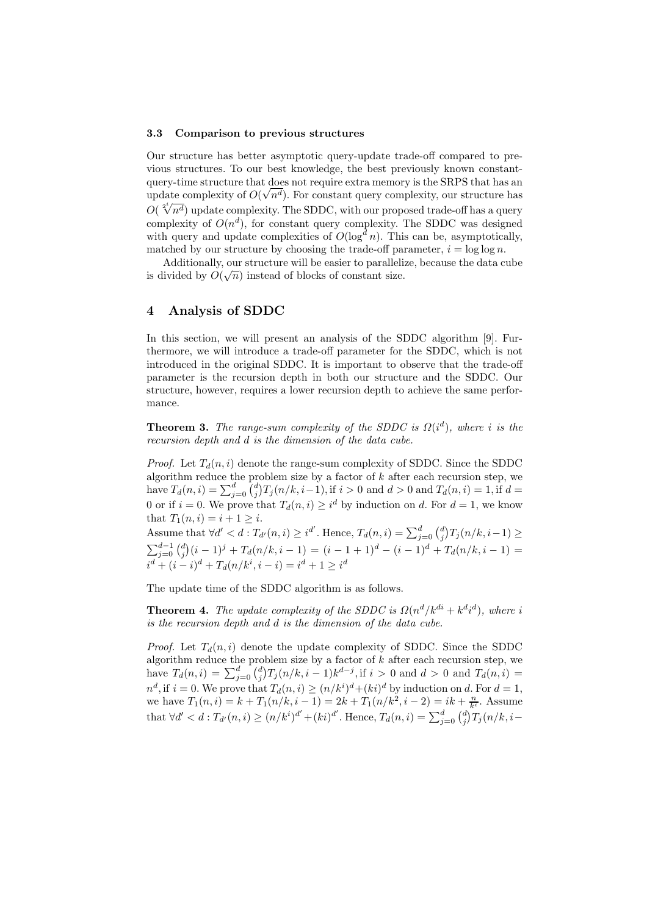### 3.3 Comparison to previous structures

Our structure has better asymptotic query-update trade-off compared to previous structures. To our best knowledge, the best previously known constant-query-time structure that does not require extra memory is the SRPS that has an update complexity of $O(\sqrt{n^d})$. For constant query complexity, our structure has $O(\sqrt[2^i]{n^d})$ update complexity. The SDDC, with our proposed trade-off has a query complexity of $O(n^d)$, for constant query complexity. The SDDC was designed with query and update complexities of $O(\log^d n)$. This can be, asymptotically, matched by our structure by choosing the trade-off parameter, $i = \log \log n$.

Additionally, our structure will be easier to parallelize, because the data cube is divided by $O(\sqrt{n})$ instead of blocks of constant size.

## 4 Analysis of SDDC

In this section, we will present an analysis of the SDDC algorithm [9]. Furthermore, we will introduce a trade-off parameter for the SDDC, which is not introduced in the original SDDC. It is important to observe that the trade-off parameter is the recursion depth in both our structure and the SDDC. Our structure, however, requires a lower recursion depth to achieve the same performance.

**Theorem 3.** *The range-sum complexity of the SDDC is $\Omega(i^d)$, where $i$ is the recursion depth and $d$ is the dimension of the data cube.*

*Proof.* Let $T_d(n, i)$ denote the range-sum complexity of SDDC. Since the SDDC algorithm reduce the problem size by a factor of $k$ after each recursion step, we have $T_d(n, i) = \sum_{j=0}^{d} \binom{d}{j} T_j(n/k, i-1)$, if $i > 0$ and $d > 0$ and $T_d(n, i) = 1$, if $d = 0$ or if $i = 0$. We prove that $T_d(n, i) \geq i^d$ by induction on $d$. For $d = 1$, we know that $T_1(n, i) = i + 1 \geq i$.
Assume that $\forall d' < d : T_{d'}(n, i) \geq i^{d'}$. Hence, $T_d(n, i) = \sum_{j=0}^{d} \binom{d}{j} T_j(n/k, i-1) \geq \sum_{j=0}^{d-1} \binom{d}{j} (i-1)^j + T_d(n/k, i-1) = (i-1+1)^d - (i-1)^d + T_d(n/k, i-1) = i^d + (i-i)^d + T_d(n/k^i, i-i) = i^d + 1 \geq i^d$

The update time of the SDDC algorithm is as follows.

**Theorem 4.** *The update complexity of the SDDC is $\Omega(n^d/k^{di} + k^d i^d)$, where $i$ is the recursion depth and $d$ is the dimension of the data cube.*

*Proof.* Let $T_d(n, i)$ denote the update complexity of SDDC. Since the SDDC algorithm reduce the problem size by a factor of $k$ after each recursion step, we have $T_d(n, i) = \sum_{j=0}^{d} \binom{d}{j} T_j(n/k, i-1) k^{d-j}$, if $i > 0$ and $d > 0$ and $T_d(n, i) = n^d$, if $i = 0$. We prove that $T_d(n, i) \geq (n/k^i)^d + (ki)^d$ by induction on $d$. For $d = 1$, we have $T_1(n, i) = k + T_1(n/k, i-1) = 2k + T_1(n/k^2, i-2) = ik + \frac{n}{k^i}$. Assume that $\forall d' < d : T_{d'}(n, i) \geq (n/k^i)^{d'} + (ki)^{d'}$. Hence, $T_d(n, i) = \sum_{j=0}^{d} \binom{d}{j} T_j(n/k, i-$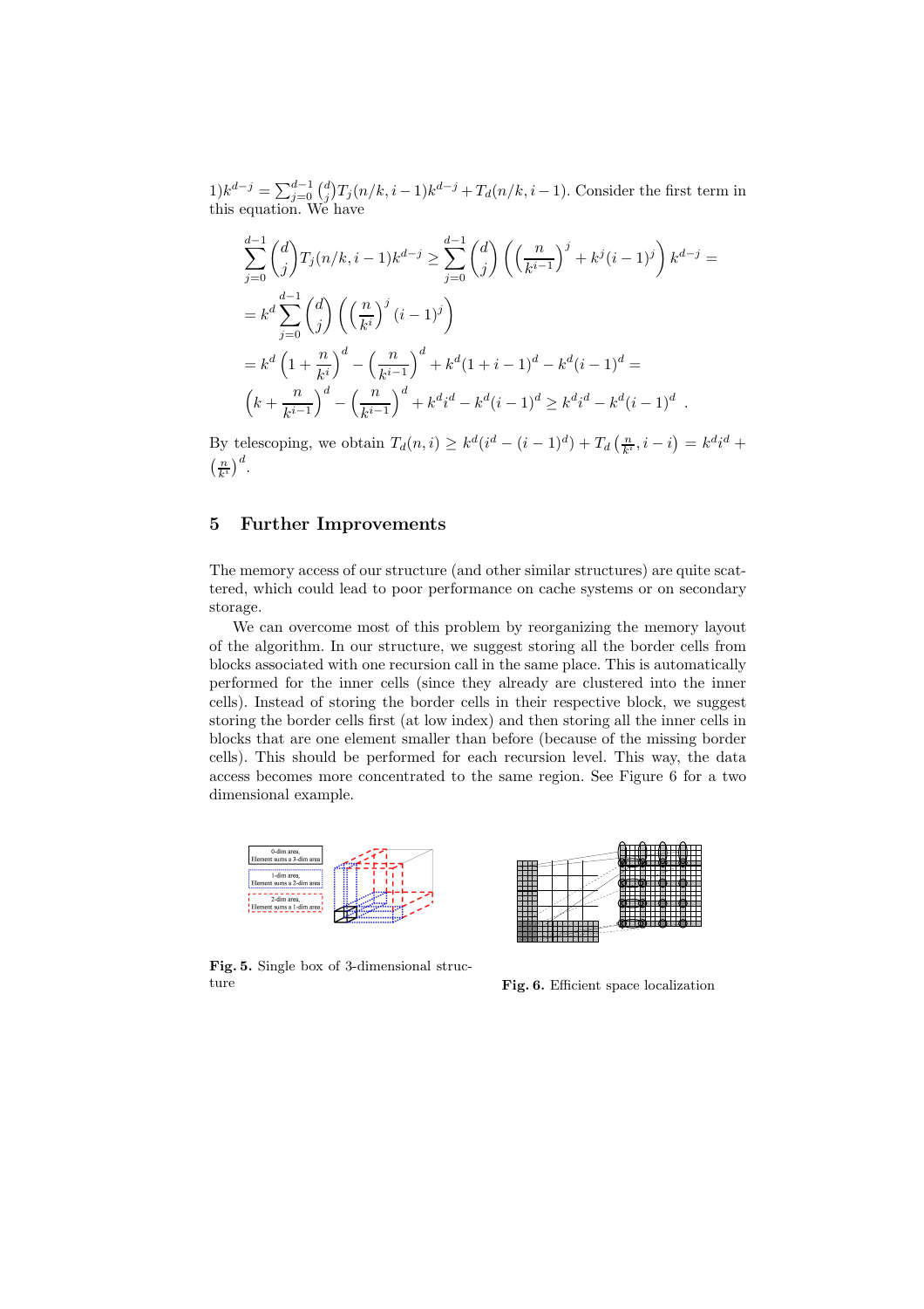$1)k^{d-j} = \sum_{j=0}^{d-1}\binom{d}{j}T_j(n/k,i-1)k^{d-j} + T_d(n/k,i-1)$. Consider the first term in this equation. We have

$$
\begin{aligned}
&\sum_{j=0}^{d-1}\binom{d}{j}T_j(n/k,i-1)k^{d-j} \geq \sum_{j=0}^{d-1}\binom{d}{j}\left(\left(\frac{n}{k^{i-1}}\right)^j + k^j(i-1)^j\right)k^{d-j} = \\
&= k^d\sum_{j=0}^{d-1}\binom{d}{j}\left(\left(\frac{n}{k^i}\right)^j(i-1)^j\right) \\
&= k^d\left(1+\frac{n}{k^i}\right)^d - \left(\frac{n}{k^{i-1}}\right)^d + k^d(1+i-1)^d - k^d(i-1)^d = \\
&\left(k+\frac{n}{k^{i-1}}\right)^d - \left(\frac{n}{k^{i-1}}\right)^d + k^d i^d - k^d(i-1)^d \geq k^d i^d - k^d(i-1)^d \ .
\end{aligned}
$$

By telescoping, we obtain $T_d(n,i) \geq k^d(i^d-(i-1)^d) + T_d\left(\frac{n}{k^i}, i-i\right) = k^d i^d + \left(\frac{n}{k^i}\right)^d$.

## 5 Further Improvements

The memory access of our structure (and other similar structures) are quite scattered, which could lead to poor performance on cache systems or on secondary storage.

We can overcome most of this problem by reorganizing the memory layout of the algorithm. In our structure, we suggest storing all the border cells from blocks associated with one recursion call in the same place. This is automatically performed for the inner cells (since they already are clustered into the inner cells). Instead of storing the border cells in their respective block, we suggest storing the border cells first (at low index) and then storing all the inner cells in blocks that are one element smaller than before (because of the missing border cells). This should be performed for each recursion level. This way, the data access becomes more concentrated to the same region. See Figure 6 for a two dimensional example.

**Fig. 5.** Single box of 3-dimensional structure

**Fig. 6.** Efficient space localization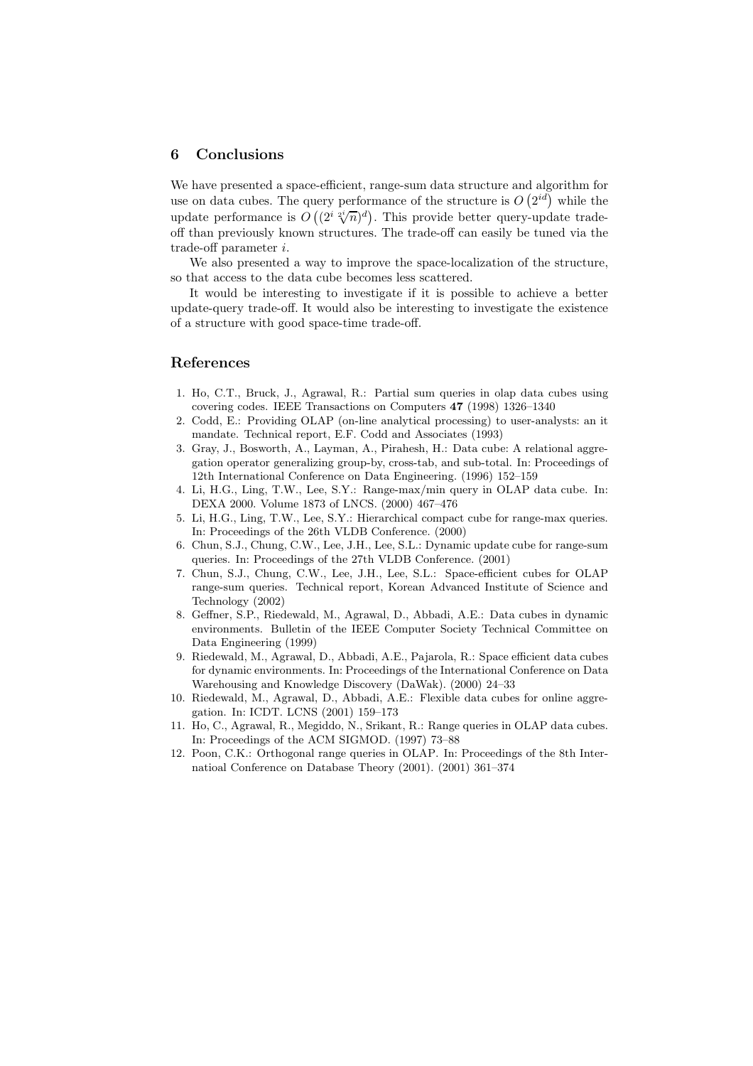## 6 Conclusions

We have presented a space-efficient, range-sum data structure and algorithm for use on data cubes. The query performance of the structure is $O\left(2^{id}\right)$ while the update performance is $O\left((2^i \sqrt[2^i]{n})^d\right)$. This provide better query-update trade-off than previously known structures. The trade-off can easily be tuned via the trade-off parameter $i$.

We also presented a way to improve the space-localization of the structure, so that access to the data cube becomes less scattered.

It would be interesting to investigate if it is possible to achieve a better update-query trade-off. It would also be interesting to investigate the existence of a structure with good space-time trade-off.

## References

1. Ho, C.T., Bruck, J., Agrawal, R.: Partial sum queries in olap data cubes using covering codes. IEEE Transactions on Computers **47** (1998) 1326–1340
2. Codd, E.: Providing OLAP (on-line analytical processing) to user-analysts: an it mandate. Technical report, E.F. Codd and Associates (1993)
3. Gray, J., Bosworth, A., Layman, A., Pirahesh, H.: Data cube: A relational aggregation operator generalizing group-by, cross-tab, and sub-total. In: Proceedings of 12th International Conference on Data Engineering. (1996) 152–159
4. Li, H.G., Ling, T.W., Lee, S.Y.: Range-max/min query in OLAP data cube. In: DEXA 2000. Volume 1873 of LNCS. (2000) 467–476
5. Li, H.G., Ling, T.W., Lee, S.Y.: Hierarchical compact cube for range-max queries. In: Proceedings of the 26th VLDB Conference. (2000)
6. Chun, S.J., Chung, C.W., Lee, J.H., Lee, S.L.: Dynamic update cube for range-sum queries. In: Proceedings of the 27th VLDB Conference. (2001)
7. Chun, S.J., Chung, C.W., Lee, J.H., Lee, S.L.: Space-efficient cubes for OLAP range-sum queries. Technical report, Korean Advanced Institute of Science and Technology (2002)
8. Geffner, S.P., Riedewald, M., Agrawal, D., Abbadi, A.E.: Data cubes in dynamic environments. Bulletin of the IEEE Computer Society Technical Committee on Data Engineering (1999)
9. Riedewald, M., Agrawal, D., Abbadi, A.E., Pajarola, R.: Space efficient data cubes for dynamic environments. In: Proceedings of the International Conference on Data Warehousing and Knowledge Discovery (DaWak). (2000) 24–33
10. Riedewald, M., Agrawal, D., Abbadi, A.E.: Flexible data cubes for online aggregation. In: ICDT. LCNS (2001) 159–173
11. Ho, C., Agrawal, R., Megiddo, N., Srikant, R.: Range queries in OLAP data cubes. In: Proceedings of the ACM SIGMOD. (1997) 73–88
12. Poon, C.K.: Orthogonal range queries in OLAP. In: Proceedings of the 8th Internatioal Conference on Database Theory (2001). (2001) 361–374